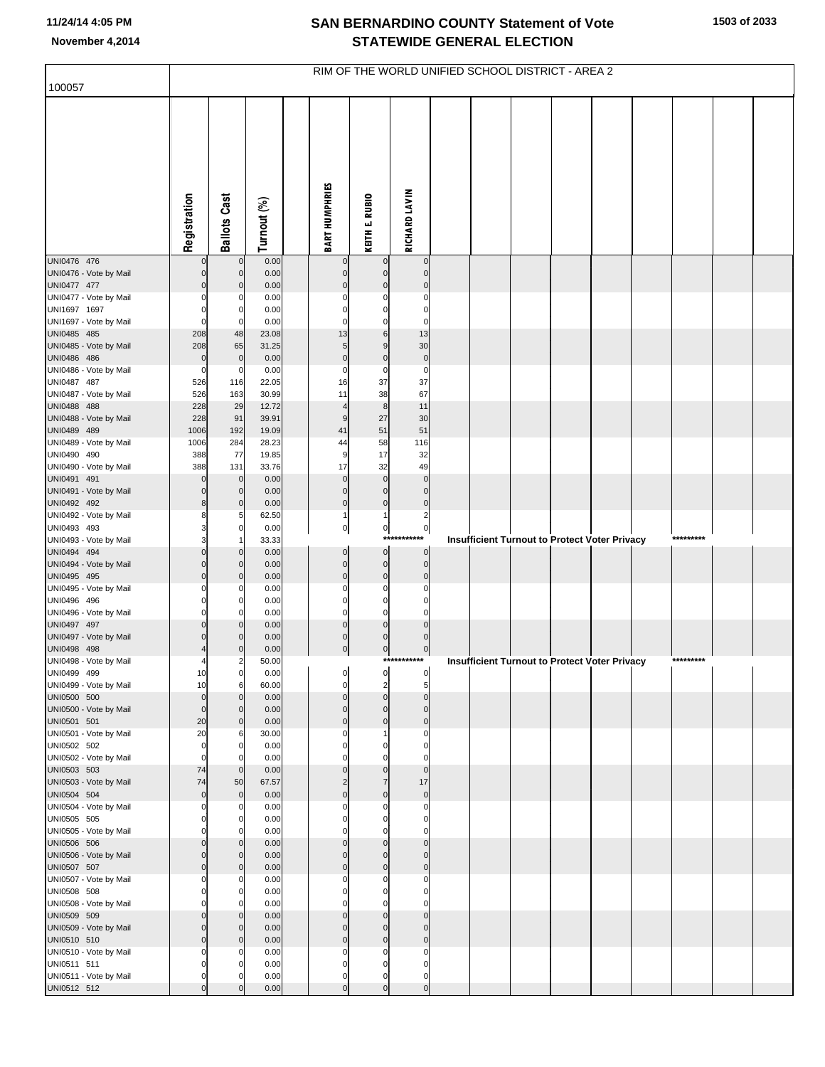# SAN BERNARDINO COUNTY Statement of Vote
# STATEWIDE GENERAL ELECTION

11/24/14 4:05 PM
November 4,2014

## RIM OF THE WORLD UNIFIED SCHOOL DISTRICT - AREA 2

100057

| | Registration | Ballots Cast | Turnout (%) | | BART HUMPHRIES | KEITH E. RUBIO | RICHARD LAVIN |
|---|---|---|---|---|---|---|---|
| UNI0476 476 | 0 | 0 | 0.00 | | 0 | 0 | 0 |
| UNI0476 - Vote by Mail | 0 | 0 | 0.00 | | 0 | 0 | 0 |
| UNI0477 477 | 0 | 0 | 0.00 | | 0 | 0 | 0 |
| UNI0477 - Vote by Mail | 0 | 0 | 0.00 | | 0 | 0 | 0 |
| UNI1697 1697 | 0 | 0 | 0.00 | | 0 | 0 | 0 |
| UNI1697 - Vote by Mail | 0 | 0 | 0.00 | | 0 | 0 | 0 |
| UNI0485 485 | 208 | 48 | 23.08 | | 13 | 6 | 13 |
| UNI0485 - Vote by Mail | 208 | 65 | 31.25 | | 5 | 9 | 30 |
| UNI0486 486 | 0 | 0 | 0.00 | | 0 | 0 | 0 |
| UNI0486 - Vote by Mail | 0 | 0 | 0.00 | | 0 | 0 | 0 |
| UNI0487 487 | 526 | 116 | 22.05 | | 16 | 37 | 37 |
| UNI0487 - Vote by Mail | 526 | 163 | 30.99 | | 11 | 38 | 67 |
| UNI0488 488 | 228 | 29 | 12.72 | | 4 | 8 | 11 |
| UNI0488 - Vote by Mail | 228 | 91 | 39.91 | | 9 | 27 | 30 |
| UNI0489 489 | 1006 | 192 | 19.09 | | 41 | 51 | 51 |
| UNI0489 - Vote by Mail | 1006 | 284 | 28.23 | | 44 | 58 | 116 |
| UNI0490 490 | 388 | 77 | 19.85 | | 9 | 17 | 32 |
| UNI0490 - Vote by Mail | 388 | 131 | 33.76 | | 17 | 32 | 49 |
| UNI0491 491 | 0 | 0 | 0.00 | | 0 | 0 | 0 |
| UNI0491 - Vote by Mail | 0 | 0 | 0.00 | | 0 | 0 | 0 |
| UNI0492 492 | 8 | 0 | 0.00 | | 0 | 0 | 0 |
| UNI0492 - Vote by Mail | 8 | 5 | 62.50 | | 1 | 1 | 2 |
| UNI0493 493 | 3 | 0 | 0.00 | | 0 | 0 | 0 |
| UNI0493 - Vote by Mail | 3 | 1 | 33.33 | | | | *********** Insufficient Turnout to Protect Voter Privacy ********* |
| UNI0494 494 | 0 | 0 | 0.00 | | 0 | 0 | 0 |
| UNI0494 - Vote by Mail | 0 | 0 | 0.00 | | 0 | 0 | 0 |
| UNI0495 495 | 0 | 0 | 0.00 | | 0 | 0 | 0 |
| UNI0495 - Vote by Mail | 0 | 0 | 0.00 | | 0 | 0 | 0 |
| UNI0496 496 | 0 | 0 | 0.00 | | 0 | 0 | 0 |
| UNI0496 - Vote by Mail | 0 | 0 | 0.00 | | 0 | 0 | 0 |
| UNI0497 497 | 0 | 0 | 0.00 | | 0 | 0 | 0 |
| UNI0497 - Vote by Mail | 0 | 0 | 0.00 | | 0 | 0 | 0 |
| UNI0498 498 | 4 | 0 | 0.00 | | 0 | 0 | 0 |
| UNI0498 - Vote by Mail | 4 | 2 | 50.00 | | | | *********** Insufficient Turnout to Protect Voter Privacy ********* |
| UNI0499 499 | 10 | 0 | 0.00 | | 0 | 0 | 0 |
| UNI0499 - Vote by Mail | 10 | 6 | 60.00 | | 0 | 2 | 5 |
| UNI0500 500 | 0 | 0 | 0.00 | | 0 | 0 | 0 |
| UNI0500 - Vote by Mail | 0 | 0 | 0.00 | | 0 | 0 | 0 |
| UNI0501 501 | 20 | 0 | 0.00 | | 0 | 0 | 0 |
| UNI0501 - Vote by Mail | 20 | 6 | 30.00 | | 0 | 1 | 0 |
| UNI0502 502 | 0 | 0 | 0.00 | | 0 | 0 | 0 |
| UNI0502 - Vote by Mail | 0 | 0 | 0.00 | | 0 | 0 | 0 |
| UNI0503 503 | 74 | 0 | 0.00 | | 0 | 0 | 0 |
| UNI0503 - Vote by Mail | 74 | 50 | 67.57 | | 2 | 7 | 17 |
| UNI0504 504 | 0 | 0 | 0.00 | | 0 | 0 | 0 |
| UNI0504 - Vote by Mail | 0 | 0 | 0.00 | | 0 | 0 | 0 |
| UNI0505 505 | 0 | 0 | 0.00 | | 0 | 0 | 0 |
| UNI0505 - Vote by Mail | 0 | 0 | 0.00 | | 0 | 0 | 0 |
| UNI0506 506 | 0 | 0 | 0.00 | | 0 | 0 | 0 |
| UNI0506 - Vote by Mail | 0 | 0 | 0.00 | | 0 | 0 | 0 |
| UNI0507 507 | 0 | 0 | 0.00 | | 0 | 0 | 0 |
| UNI0507 - Vote by Mail | 0 | 0 | 0.00 | | 0 | 0 | 0 |
| UNI0508 508 | 0 | 0 | 0.00 | | 0 | 0 | 0 |
| UNI0508 - Vote by Mail | 0 | 0 | 0.00 | | 0 | 0 | 0 |
| UNI0509 509 | 0 | 0 | 0.00 | | 0 | 0 | 0 |
| UNI0509 - Vote by Mail | 0 | 0 | 0.00 | | 0 | 0 | 0 |
| UNI0510 510 | 0 | 0 | 0.00 | | 0 | 0 | 0 |
| UNI0510 - Vote by Mail | 0 | 0 | 0.00 | | 0 | 0 | 0 |
| UNI0511 511 | 0 | 0 | 0.00 | | 0 | 0 | 0 |
| UNI0511 - Vote by Mail | 0 | 0 | 0.00 | | 0 | 0 | 0 |
| UNI0512 512 | 0 | 0 | 0.00 | | 0 | 0 | 0 |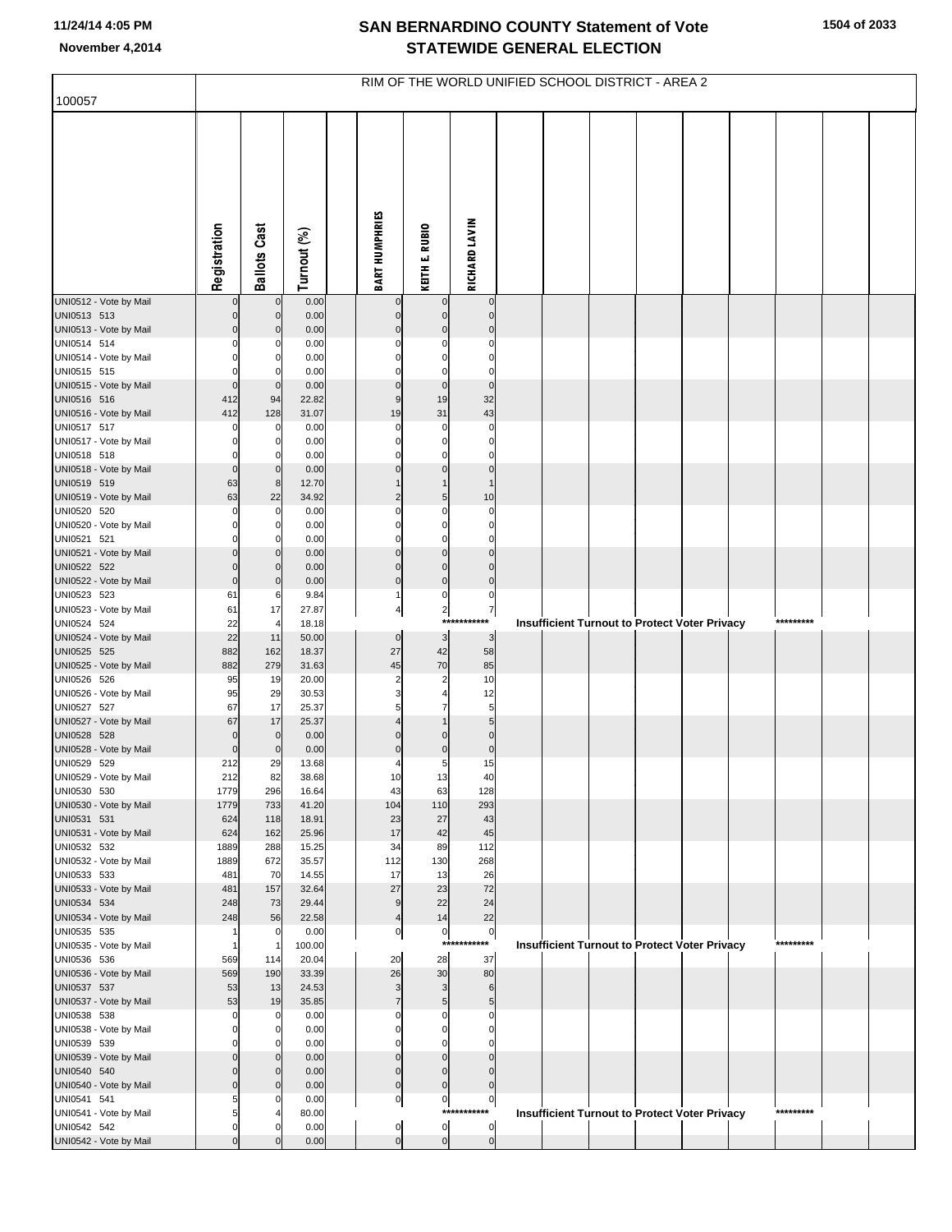# SAN BERNARDINO COUNTY Statement of Vote
# STATEWIDE GENERAL ELECTION

November 4,2014

## RIM OF THE WORLD UNIFIED SCHOOL DISTRICT - AREA 2

100057

| | Registration | Ballots Cast | Turnout (%) | BART HUMPHRIES | KEITH E. RUBIO | RICHARD LAVIN |
|---|---|---|---|---|---|---|
| UNI0512 - Vote by Mail | 0 | 0 | 0.00 | 0 | 0 | 0 |
| UNI0513 513 | 0 | 0 | 0.00 | 0 | 0 | 0 |
| UNI0513 - Vote by Mail | 0 | 0 | 0.00 | 0 | 0 | 0 |
| UNI0514 514 | 0 | 0 | 0.00 | 0 | 0 | 0 |
| UNI0514 - Vote by Mail | 0 | 0 | 0.00 | 0 | 0 | 0 |
| UNI0515 515 | 0 | 0 | 0.00 | 0 | 0 | 0 |
| UNI0515 - Vote by Mail | 0 | 0 | 0.00 | 0 | 0 | 0 |
| UNI0516 516 | 412 | 94 | 22.82 | 9 | 19 | 32 |
| UNI0516 - Vote by Mail | 412 | 128 | 31.07 | 19 | 31 | 43 |
| UNI0517 517 | 0 | 0 | 0.00 | 0 | 0 | 0 |
| UNI0517 - Vote by Mail | 0 | 0 | 0.00 | 0 | 0 | 0 |
| UNI0518 518 | 0 | 0 | 0.00 | 0 | 0 | 0 |
| UNI0518 - Vote by Mail | 0 | 0 | 0.00 | 0 | 0 | 0 |
| UNI0519 519 | 63 | 8 | 12.70 | 1 | 1 | 1 |
| UNI0519 - Vote by Mail | 63 | 22 | 34.92 | 2 | 5 | 10 |
| UNI0520 520 | 0 | 0 | 0.00 | 0 | 0 | 0 |
| UNI0520 - Vote by Mail | 0 | 0 | 0.00 | 0 | 0 | 0 |
| UNI0521 521 | 0 | 0 | 0.00 | 0 | 0 | 0 |
| UNI0521 - Vote by Mail | 0 | 0 | 0.00 | 0 | 0 | 0 |
| UNI0522 522 | 0 | 0 | 0.00 | 0 | 0 | 0 |
| UNI0522 - Vote by Mail | 0 | 0 | 0.00 | 0 | 0 | 0 |
| UNI0523 523 | 61 | 6 | 9.84 | 1 | 0 | 0 |
| UNI0523 - Vote by Mail | 61 | 17 | 27.87 | 4 | 2 | 7 |
| UNI0524 524 | 22 | 4 | 18.18 | *********** Insufficient Turnout to Protect Voter Privacy ********* | | |
| UNI0524 - Vote by Mail | 22 | 11 | 50.00 | 0 | 3 | 3 |
| UNI0525 525 | 882 | 162 | 18.37 | 27 | 42 | 58 |
| UNI0525 - Vote by Mail | 882 | 279 | 31.63 | 45 | 70 | 85 |
| UNI0526 526 | 95 | 19 | 20.00 | 2 | 2 | 10 |
| UNI0526 - Vote by Mail | 95 | 29 | 30.53 | 3 | 4 | 12 |
| UNI0527 527 | 67 | 17 | 25.37 | 5 | 7 | 5 |
| UNI0527 - Vote by Mail | 67 | 17 | 25.37 | 4 | 1 | 5 |
| UNI0528 528 | 0 | 0 | 0.00 | 0 | 0 | 0 |
| UNI0528 - Vote by Mail | 0 | 0 | 0.00 | 0 | 0 | 0 |
| UNI0529 529 | 212 | 29 | 13.68 | 4 | 5 | 15 |
| UNI0529 - Vote by Mail | 212 | 82 | 38.68 | 10 | 13 | 40 |
| UNI0530 530 | 1779 | 296 | 16.64 | 43 | 63 | 128 |
| UNI0530 - Vote by Mail | 1779 | 733 | 41.20 | 104 | 110 | 293 |
| UNI0531 531 | 624 | 118 | 18.91 | 23 | 27 | 43 |
| UNI0531 - Vote by Mail | 624 | 162 | 25.96 | 17 | 42 | 45 |
| UNI0532 532 | 1889 | 288 | 15.25 | 34 | 89 | 112 |
| UNI0532 - Vote by Mail | 1889 | 672 | 35.57 | 112 | 130 | 268 |
| UNI0533 533 | 481 | 70 | 14.55 | 17 | 13 | 26 |
| UNI0533 - Vote by Mail | 481 | 157 | 32.64 | 27 | 23 | 72 |
| UNI0534 534 | 248 | 73 | 29.44 | 9 | 22 | 24 |
| UNI0534 - Vote by Mail | 248 | 56 | 22.58 | 4 | 14 | 22 |
| UNI0535 535 | 1 | 0 | 0.00 | 0 | 0 | 0 |
| UNI0535 - Vote by Mail | 1 | 1 | 100.00 | *********** Insufficient Turnout to Protect Voter Privacy ********* | | |
| UNI0536 536 | 569 | 114 | 20.04 | 20 | 28 | 37 |
| UNI0536 - Vote by Mail | 569 | 190 | 33.39 | 26 | 30 | 80 |
| UNI0537 537 | 53 | 13 | 24.53 | 3 | 3 | 6 |
| UNI0537 - Vote by Mail | 53 | 19 | 35.85 | 7 | 5 | 5 |
| UNI0538 538 | 0 | 0 | 0.00 | 0 | 0 | 0 |
| UNI0538 - Vote by Mail | 0 | 0 | 0.00 | 0 | 0 | 0 |
| UNI0539 539 | 0 | 0 | 0.00 | 0 | 0 | 0 |
| UNI0539 - Vote by Mail | 0 | 0 | 0.00 | 0 | 0 | 0 |
| UNI0540 540 | 0 | 0 | 0.00 | 0 | 0 | 0 |
| UNI0540 - Vote by Mail | 0 | 0 | 0.00 | 0 | 0 | 0 |
| UNI0541 541 | 5 | 0 | 0.00 | 0 | 0 | 0 |
| UNI0541 - Vote by Mail | 5 | 4 | 80.00 | *********** Insufficient Turnout to Protect Voter Privacy ********* | | |
| UNI0542 542 | 0 | 0 | 0.00 | 0 | 0 | 0 |
| UNI0542 - Vote by Mail | 0 | 0 | 0.00 | 0 | 0 | 0 |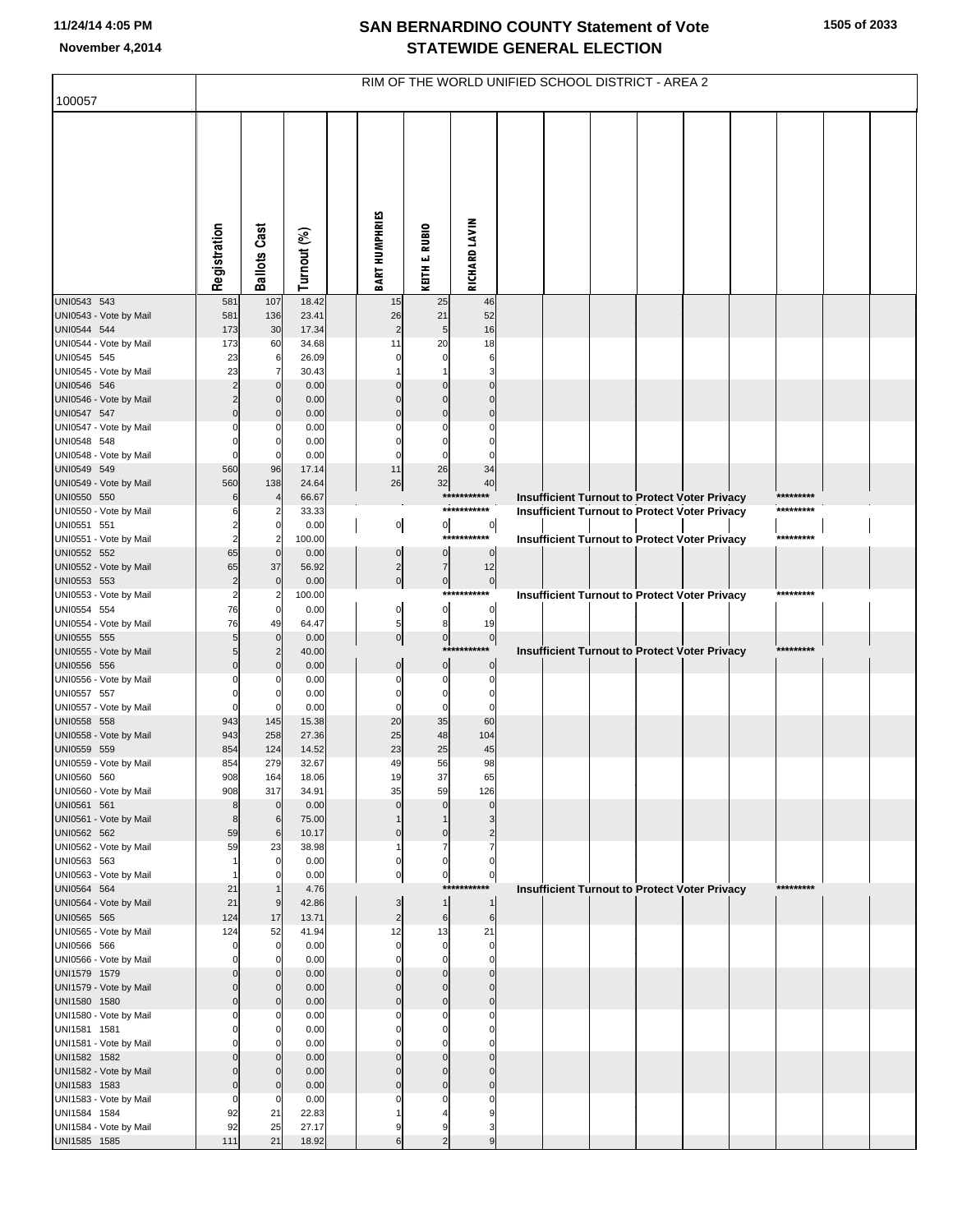# SAN BERNARDINO COUNTY Statement of Vote
## STATEWIDE GENERAL ELECTION

11/24/14 4:05 PM
November 4,2014

100057

RIM OF THE WORLD UNIFIED SCHOOL DISTRICT - AREA 2

| | Registration | Ballots Cast | Turnout (%) | BART HUMPHRIES | KEITH E. RUBIO | RICHARD LAVIN |
|---|---|---|---|---|---|---|
| UNI0543 543 | 581 | 107 | 18.42 | 15 | 25 | 46 |
| UNI0543 - Vote by Mail | 581 | 136 | 23.41 | 26 | 21 | 52 |
| UNI0544 544 | 173 | 30 | 17.34 | 2 | 5 | 16 |
| UNI0544 - Vote by Mail | 173 | 60 | 34.68 | 11 | 20 | 18 |
| UNI0545 545 | 23 | 6 | 26.09 | 0 | 0 | 6 |
| UNI0545 - Vote by Mail | 23 | 7 | 30.43 | 1 | 1 | 3 |
| UNI0546 546 | 2 | 0 | 0.00 | 0 | 0 | 0 |
| UNI0546 - Vote by Mail | 2 | 0 | 0.00 | 0 | 0 | 0 |
| UNI0547 547 | 0 | 0 | 0.00 | 0 | 0 | 0 |
| UNI0547 - Vote by Mail | 0 | 0 | 0.00 | 0 | 0 | 0 |
| UNI0548 548 | 0 | 0 | 0.00 | 0 | 0 | 0 |
| UNI0548 - Vote by Mail | 0 | 0 | 0.00 | 0 | 0 | 0 |
| UNI0549 549 | 560 | 96 | 17.14 | 11 | 26 | 34 |
| UNI0549 - Vote by Mail | 560 | 138 | 24.64 | 26 | 32 | 40 |
| UNI0550 550 | 6 | 4 | 66.67 | *********** Insufficient Turnout to Protect Voter Privacy ********* | | |
| UNI0550 - Vote by Mail | 6 | 2 | 33.33 | *********** Insufficient Turnout to Protect Voter Privacy ********* | | |
| UNI0551 551 | 2 | 0 | 0.00 | 0 | 0 | 0 |
| UNI0551 - Vote by Mail | 2 | 2 | 100.00 | *********** Insufficient Turnout to Protect Voter Privacy ********* | | |
| UNI0552 552 | 65 | 0 | 0.00 | 0 | 0 | 0 |
| UNI0552 - Vote by Mail | 65 | 37 | 56.92 | 2 | 7 | 12 |
| UNI0553 553 | 2 | 0 | 0.00 | 0 | 0 | 0 |
| UNI0553 - Vote by Mail | 2 | 2 | 100.00 | *********** Insufficient Turnout to Protect Voter Privacy ********* | | |
| UNI0554 554 | 76 | 0 | 0.00 | 0 | 0 | 0 |
| UNI0554 - Vote by Mail | 76 | 49 | 64.47 | 5 | 8 | 19 |
| UNI0555 555 | 5 | 0 | 0.00 | 0 | 0 | 0 |
| UNI0555 - Vote by Mail | 5 | 2 | 40.00 | *********** Insufficient Turnout to Protect Voter Privacy ********* | | |
| UNI0556 556 | 0 | 0 | 0.00 | 0 | 0 | 0 |
| UNI0556 - Vote by Mail | 0 | 0 | 0.00 | 0 | 0 | 0 |
| UNI0557 557 | 0 | 0 | 0.00 | 0 | 0 | 0 |
| UNI0557 - Vote by Mail | 0 | 0 | 0.00 | 0 | 0 | 0 |
| UNI0558 558 | 943 | 145 | 15.38 | 20 | 35 | 60 |
| UNI0558 - Vote by Mail | 943 | 258 | 27.36 | 25 | 48 | 104 |
| UNI0559 559 | 854 | 124 | 14.52 | 23 | 25 | 45 |
| UNI0559 - Vote by Mail | 854 | 279 | 32.67 | 49 | 56 | 98 |
| UNI0560 560 | 908 | 164 | 18.06 | 19 | 37 | 65 |
| UNI0560 - Vote by Mail | 908 | 317 | 34.91 | 35 | 59 | 126 |
| UNI0561 561 | 8 | 0 | 0.00 | 0 | 0 | 0 |
| UNI0561 - Vote by Mail | 8 | 6 | 75.00 | 1 | 1 | 3 |
| UNI0562 562 | 59 | 6 | 10.17 | 0 | 0 | 2 |
| UNI0562 - Vote by Mail | 59 | 23 | 38.98 | 1 | 7 | 7 |
| UNI0563 563 | 1 | 0 | 0.00 | 0 | 0 | 0 |
| UNI0563 - Vote by Mail | 1 | 0 | 0.00 | 0 | 0 | 0 |
| UNI0564 564 | 21 | 1 | 4.76 | *********** Insufficient Turnout to Protect Voter Privacy ********* | | |
| UNI0564 - Vote by Mail | 21 | 9 | 42.86 | 3 | 1 | 1 |
| UNI0565 565 | 124 | 17 | 13.71 | 2 | 6 | 6 |
| UNI0565 - Vote by Mail | 124 | 52 | 41.94 | 12 | 13 | 21 |
| UNI0566 566 | 0 | 0 | 0.00 | 0 | 0 | 0 |
| UNI0566 - Vote by Mail | 0 | 0 | 0.00 | 0 | 0 | 0 |
| UNI1579 1579 | 0 | 0 | 0.00 | 0 | 0 | 0 |
| UNI1579 - Vote by Mail | 0 | 0 | 0.00 | 0 | 0 | 0 |
| UNI1580 1580 | 0 | 0 | 0.00 | 0 | 0 | 0 |
| UNI1580 - Vote by Mail | 0 | 0 | 0.00 | 0 | 0 | 0 |
| UNI1581 1581 | 0 | 0 | 0.00 | 0 | 0 | 0 |
| UNI1581 - Vote by Mail | 0 | 0 | 0.00 | 0 | 0 | 0 |
| UNI1582 1582 | 0 | 0 | 0.00 | 0 | 0 | 0 |
| UNI1582 - Vote by Mail | 0 | 0 | 0.00 | 0 | 0 | 0 |
| UNI1583 1583 | 0 | 0 | 0.00 | 0 | 0 | 0 |
| UNI1583 - Vote by Mail | 0 | 0 | 0.00 | 0 | 0 | 0 |
| UNI1584 1584 | 92 | 21 | 22.83 | 1 | 4 | 9 |
| UNI1584 - Vote by Mail | 92 | 25 | 27.17 | 9 | 9 | 3 |
| UNI1585 1585 | 111 | 21 | 18.92 | 6 | 2 | 9 |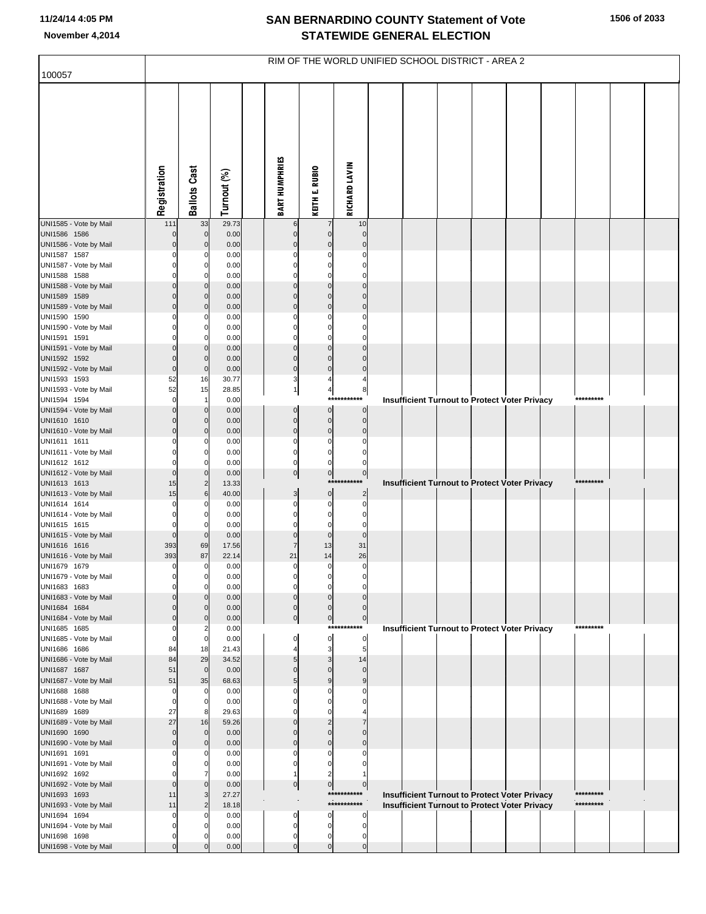# SAN BERNARDINO COUNTY Statement of Vote
## STATEWIDE GENERAL ELECTION

11/24/14 4:05 PM
November 4,2014

100057

RIM OF THE WORLD UNIFIED SCHOOL DISTRICT - AREA 2

| | Registration | Ballots Cast | Turnout (%) | BART HUMPHRIES | KEITH E. RUBIO | RICHARD LAVIN | | |
|---|---|---|---|---|---|---|---|---|
| UNI1585 - Vote by Mail | 111 | 33 | 29.73 | 6 | 7 | 10 | | |
| UNI1586 1586 | 0 | 0 | 0.00 | 0 | 0 | 0 | | |
| UNI1586 - Vote by Mail | 0 | 0 | 0.00 | 0 | 0 | 0 | | |
| UNI1587 1587 | 0 | 0 | 0.00 | 0 | 0 | 0 | | |
| UNI1587 - Vote by Mail | 0 | 0 | 0.00 | 0 | 0 | 0 | | |
| UNI1588 1588 | 0 | 0 | 0.00 | 0 | 0 | 0 | | |
| UNI1588 - Vote by Mail | 0 | 0 | 0.00 | 0 | 0 | 0 | | |
| UNI1589 1589 | 0 | 0 | 0.00 | 0 | 0 | 0 | | |
| UNI1589 - Vote by Mail | 0 | 0 | 0.00 | 0 | 0 | 0 | | |
| UNI1590 1590 | 0 | 0 | 0.00 | 0 | 0 | 0 | | |
| UNI1590 - Vote by Mail | 0 | 0 | 0.00 | 0 | 0 | 0 | | |
| UNI1591 1591 | 0 | 0 | 0.00 | 0 | 0 | 0 | | |
| UNI1591 - Vote by Mail | 0 | 0 | 0.00 | 0 | 0 | 0 | | |
| UNI1592 1592 | 0 | 0 | 0.00 | 0 | 0 | 0 | | |
| UNI1592 - Vote by Mail | 0 | 0 | 0.00 | 0 | 0 | 0 | | |
| UNI1593 1593 | 52 | 16 | 30.77 | 3 | 4 | 4 | | |
| UNI1593 - Vote by Mail | 52 | 15 | 28.85 | 1 | 4 | 8 | | |
| UNI1594 1594 | 0 | 1 | 0.00 | | | *********** | Insufficient Turnout to Protect Voter Privacy | ********* |
| UNI1594 - Vote by Mail | 0 | 0 | 0.00 | 0 | 0 | 0 | | |
| UNI1610 1610 | 0 | 0 | 0.00 | 0 | 0 | 0 | | |
| UNI1610 - Vote by Mail | 0 | 0 | 0.00 | 0 | 0 | 0 | | |
| UNI1611 1611 | 0 | 0 | 0.00 | 0 | 0 | 0 | | |
| UNI1611 - Vote by Mail | 0 | 0 | 0.00 | 0 | 0 | 0 | | |
| UNI1612 1612 | 0 | 0 | 0.00 | 0 | 0 | 0 | | |
| UNI1612 - Vote by Mail | 0 | 0 | 0.00 | 0 | 0 | 0 | | |
| UNI1613 1613 | 15 | 2 | 13.33 | | | *********** | Insufficient Turnout to Protect Voter Privacy | ********* |
| UNI1613 - Vote by Mail | 15 | 6 | 40.00 | 3 | 0 | 2 | | |
| UNI1614 1614 | 0 | 0 | 0.00 | 0 | 0 | 0 | | |
| UNI1614 - Vote by Mail | 0 | 0 | 0.00 | 0 | 0 | 0 | | |
| UNI1615 1615 | 0 | 0 | 0.00 | 0 | 0 | 0 | | |
| UNI1615 - Vote by Mail | 0 | 0 | 0.00 | 0 | 0 | 0 | | |
| UNI1616 1616 | 393 | 69 | 17.56 | 7 | 13 | 31 | | |
| UNI1616 - Vote by Mail | 393 | 87 | 22.14 | 21 | 14 | 26 | | |
| UNI1679 1679 | 0 | 0 | 0.00 | 0 | 0 | 0 | | |
| UNI1679 - Vote by Mail | 0 | 0 | 0.00 | 0 | 0 | 0 | | |
| UNI1683 1683 | 0 | 0 | 0.00 | 0 | 0 | 0 | | |
| UNI1683 - Vote by Mail | 0 | 0 | 0.00 | 0 | 0 | 0 | | |
| UNI1684 1684 | 0 | 0 | 0.00 | 0 | 0 | 0 | | |
| UNI1684 - Vote by Mail | 0 | 0 | 0.00 | 0 | 0 | 0 | | |
| UNI1685 1685 | 0 | 2 | 0.00 | | | *********** | Insufficient Turnout to Protect Voter Privacy | ********* |
| UNI1685 - Vote by Mail | 0 | 0 | 0.00 | 0 | 0 | 0 | | |
| UNI1686 1686 | 84 | 18 | 21.43 | 4 | 3 | 5 | | |
| UNI1686 - Vote by Mail | 84 | 29 | 34.52 | 5 | 3 | 14 | | |
| UNI1687 1687 | 51 | 0 | 0.00 | 0 | 0 | 0 | | |
| UNI1687 - Vote by Mail | 51 | 35 | 68.63 | 5 | 9 | 9 | | |
| UNI1688 1688 | 0 | 0 | 0.00 | 0 | 0 | 0 | | |
| UNI1688 - Vote by Mail | 0 | 0 | 0.00 | 0 | 0 | 0 | | |
| UNI1689 1689 | 27 | 8 | 29.63 | 0 | 0 | 4 | | |
| UNI1689 - Vote by Mail | 27 | 16 | 59.26 | 0 | 2 | 7 | | |
| UNI1690 1690 | 0 | 0 | 0.00 | 0 | 0 | 0 | | |
| UNI1690 - Vote by Mail | 0 | 0 | 0.00 | 0 | 0 | 0 | | |
| UNI1691 1691 | 0 | 0 | 0.00 | 0 | 0 | 0 | | |
| UNI1691 - Vote by Mail | 0 | 0 | 0.00 | 0 | 0 | 0 | | |
| UNI1692 1692 | 0 | 7 | 0.00 | 1 | 2 | 1 | | |
| UNI1692 - Vote by Mail | 0 | 0 | 0.00 | 0 | 0 | 0 | | |
| UNI1693 1693 | 11 | 3 | 27.27 | | | *********** | Insufficient Turnout to Protect Voter Privacy | ********* |
| UNI1693 - Vote by Mail | 11 | 2 | 18.18 | | | *********** | Insufficient Turnout to Protect Voter Privacy | ********* |
| UNI1694 1694 | 0 | 0 | 0.00 | 0 | 0 | 0 | | |
| UNI1694 - Vote by Mail | 0 | 0 | 0.00 | 0 | 0 | 0 | | |
| UNI1698 1698 | 0 | 0 | 0.00 | 0 | 0 | 0 | | |
| UNI1698 - Vote by Mail | 0 | 0 | 0.00 | 0 | 0 | 0 | | |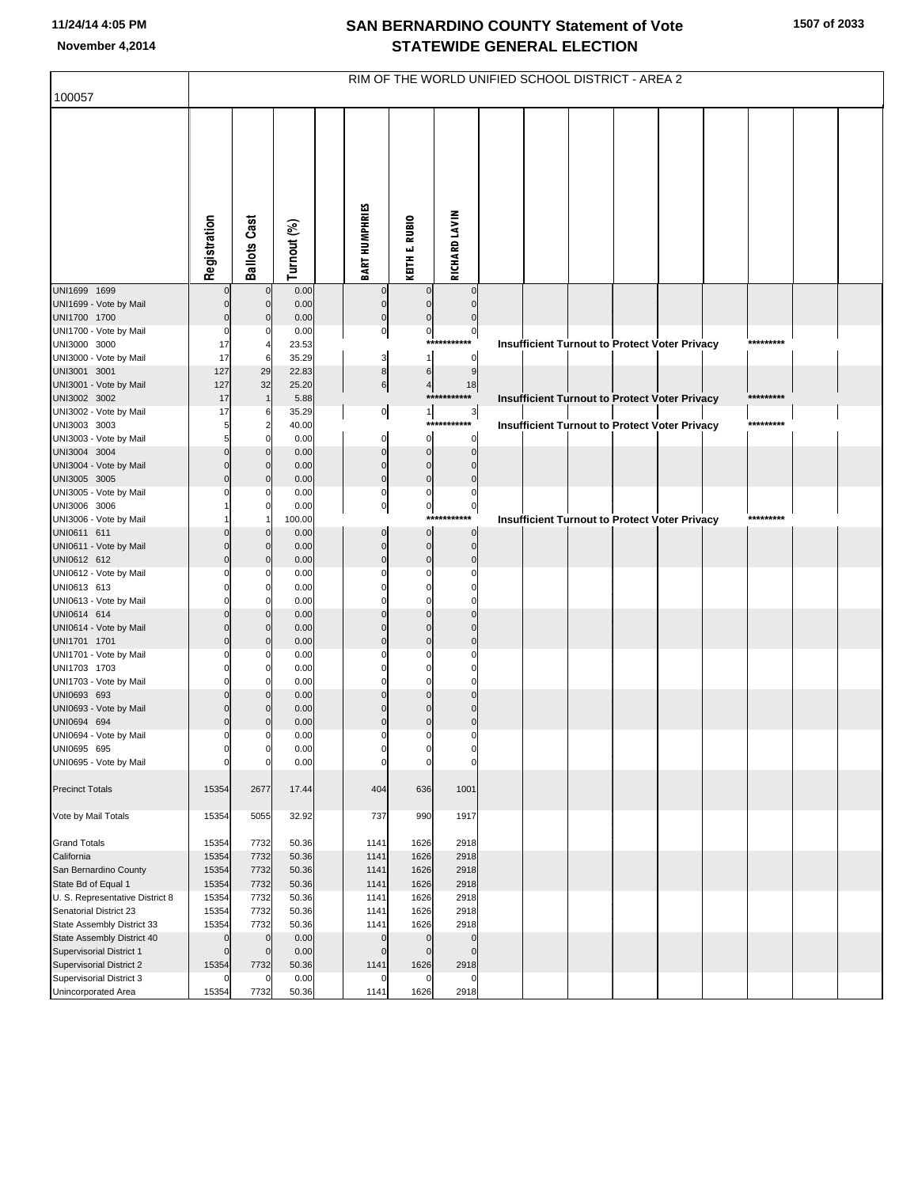# SAN BERNARDINO COUNTY Statement of Vote
# STATEWIDE GENERAL ELECTION

11/24/14 4:05 PM

November 4,2014

## RIM OF THE WORLD UNIFIED SCHOOL DISTRICT - AREA 2

100057

| | Registration | Ballots Cast | Turnout (%) | BART HUMPHRIES | KEITH E. RUBIO | RICHARD LAVIN |
|---|---|---|---|---|---|---|
| UNI1699 1699 | 0 | 0 | 0.00 | 0 | 0 | 0 |
| UNI1699 - Vote by Mail | 0 | 0 | 0.00 | 0 | 0 | 0 |
| UNI1700 1700 | 0 | 0 | 0.00 | 0 | 0 | 0 |
| UNI1700 - Vote by Mail | 0 | 0 | 0.00 | 0 | 0 | 0 |
| UNI3000 3000 | 17 | 4 | 23.53 | *********** Insufficient Turnout to Protect Voter Privacy ********* | | |
| UNI3000 - Vote by Mail | 17 | 6 | 35.29 | 3 | 1 | 0 |
| UNI3001 3001 | 127 | 29 | 22.83 | 8 | 6 | 9 |
| UNI3001 - Vote by Mail | 127 | 32 | 25.20 | 6 | 4 | 18 |
| UNI3002 3002 | 17 | 1 | 5.88 | *********** Insufficient Turnout to Protect Voter Privacy ********* | | |
| UNI3002 - Vote by Mail | 17 | 6 | 35.29 | 0 | 1 | 3 |
| UNI3003 3003 | 5 | 2 | 40.00 | *********** Insufficient Turnout to Protect Voter Privacy ********* | | |
| UNI3003 - Vote by Mail | 5 | 0 | 0.00 | 0 | 0 | 0 |
| UNI3004 3004 | 0 | 0 | 0.00 | 0 | 0 | 0 |
| UNI3004 - Vote by Mail | 0 | 0 | 0.00 | 0 | 0 | 0 |
| UNI3005 3005 | 0 | 0 | 0.00 | 0 | 0 | 0 |
| UNI3005 - Vote by Mail | 0 | 0 | 0.00 | 0 | 0 | 0 |
| UNI3006 3006 | 1 | 0 | 0.00 | 0 | 0 | 0 |
| UNI3006 - Vote by Mail | 1 | 1 | 100.00 | *********** Insufficient Turnout to Protect Voter Privacy ********* | | |
| UNI0611 611 | 0 | 0 | 0.00 | 0 | 0 | 0 |
| UNI0611 - Vote by Mail | 0 | 0 | 0.00 | 0 | 0 | 0 |
| UNI0612 612 | 0 | 0 | 0.00 | 0 | 0 | 0 |
| UNI0612 - Vote by Mail | 0 | 0 | 0.00 | 0 | 0 | 0 |
| UNI0613 613 | 0 | 0 | 0.00 | 0 | 0 | 0 |
| UNI0613 - Vote by Mail | 0 | 0 | 0.00 | 0 | 0 | 0 |
| UNI0614 614 | 0 | 0 | 0.00 | 0 | 0 | 0 |
| UNI0614 - Vote by Mail | 0 | 0 | 0.00 | 0 | 0 | 0 |
| UNI1701 1701 | 0 | 0 | 0.00 | 0 | 0 | 0 |
| UNI1701 - Vote by Mail | 0 | 0 | 0.00 | 0 | 0 | 0 |
| UNI1703 1703 | 0 | 0 | 0.00 | 0 | 0 | 0 |
| UNI1703 - Vote by Mail | 0 | 0 | 0.00 | 0 | 0 | 0 |
| UNI0693 693 | 0 | 0 | 0.00 | 0 | 0 | 0 |
| UNI0693 - Vote by Mail | 0 | 0 | 0.00 | 0 | 0 | 0 |
| UNI0694 694 | 0 | 0 | 0.00 | 0 | 0 | 0 |
| UNI0694 - Vote by Mail | 0 | 0 | 0.00 | 0 | 0 | 0 |
| UNI0695 695 | 0 | 0 | 0.00 | 0 | 0 | 0 |
| UNI0695 - Vote by Mail | 0 | 0 | 0.00 | 0 | 0 | 0 |
| Precinct Totals | 15354 | 2677 | 17.44 | 404 | 636 | 1001 |
| Vote by Mail Totals | 15354 | 5055 | 32.92 | 737 | 990 | 1917 |
| Grand Totals | 15354 | 7732 | 50.36 | 1141 | 1626 | 2918 |
| California | 15354 | 7732 | 50.36 | 1141 | 1626 | 2918 |
| San Bernardino County | 15354 | 7732 | 50.36 | 1141 | 1626 | 2918 |
| State Bd of Equal 1 | 15354 | 7732 | 50.36 | 1141 | 1626 | 2918 |
| U. S. Representative District 8 | 15354 | 7732 | 50.36 | 1141 | 1626 | 2918 |
| Senatorial District 23 | 15354 | 7732 | 50.36 | 1141 | 1626 | 2918 |
| State Assembly District 33 | 15354 | 7732 | 50.36 | 1141 | 1626 | 2918 |
| State Assembly District 40 | 0 | 0 | 0.00 | 0 | 0 | 0 |
| Supervisorial District 1 | 0 | 0 | 0.00 | 0 | 0 | 0 |
| Supervisorial District 2 | 15354 | 7732 | 50.36 | 1141 | 1626 | 2918 |
| Supervisorial District 3 | 0 | 0 | 0.00 | 0 | 0 | 0 |
| Unincorporated Area | 15354 | 7732 | 50.36 | 1141 | 1626 | 2918 |